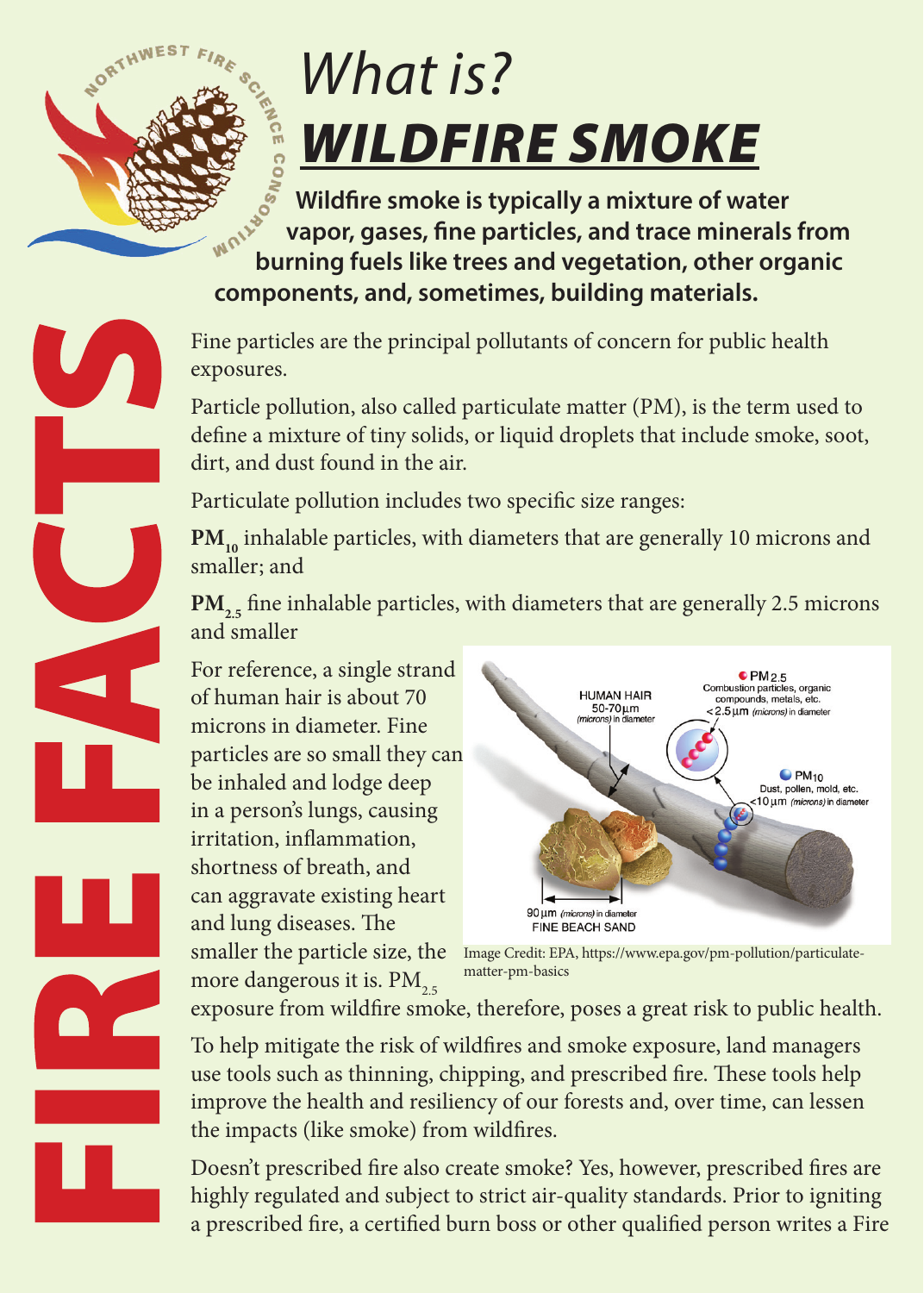# What is? WILDFIRE SMOKE

**Wildfire smoke is typically a mixture of water vapor, gases, fine particles, and trace minerals from burning fuels like trees and vegetation, other organic components, and, sometimes, building materials.**

Fine particles are the principal pollutants of concern for public health exposures.

Particle pollution, also called particulate matter (PM), is the term used to define a mixture of tiny solids, or liquid droplets that include smoke, soot, dirt, and dust found in the air.

Particulate pollution includes two specific size ranges:

**$PM_{10}$** inhalable particles, with diameters that are generally 10 microns and smaller; and

**$PM_{2.5}$** fine inhalable particles, with diameters that are generally 2.5 microns and smaller

For reference, a single strand of human hair is about 70 microns in diameter. Fine particles are so small they can be inhaled and lodge deep in a person's lungs, causing irritation, inflammation, shortness of breath, and can aggravate existing heart and lung diseases. The smaller the particle size, the more dangerous it is. $PM_{2.5}$ exposure from wildfire smoke, therefore, poses a great risk to public health.

Image Credit: EPA, https://www.epa.gov/pm-pollution/particulate-matter-pm-basics

To help mitigate the risk of wildfires and smoke exposure, land managers use tools such as thinning, chipping, and prescribed fire. These tools help improve the health and resiliency of our forests and, over time, can lessen the impacts (like smoke) from wildfires.

Doesn't prescribed fire also create smoke? Yes, however, prescribed fires are highly regulated and subject to strict air-quality standards. Prior to igniting a prescribed fire, a certified burn boss or other qualified person writes a Fire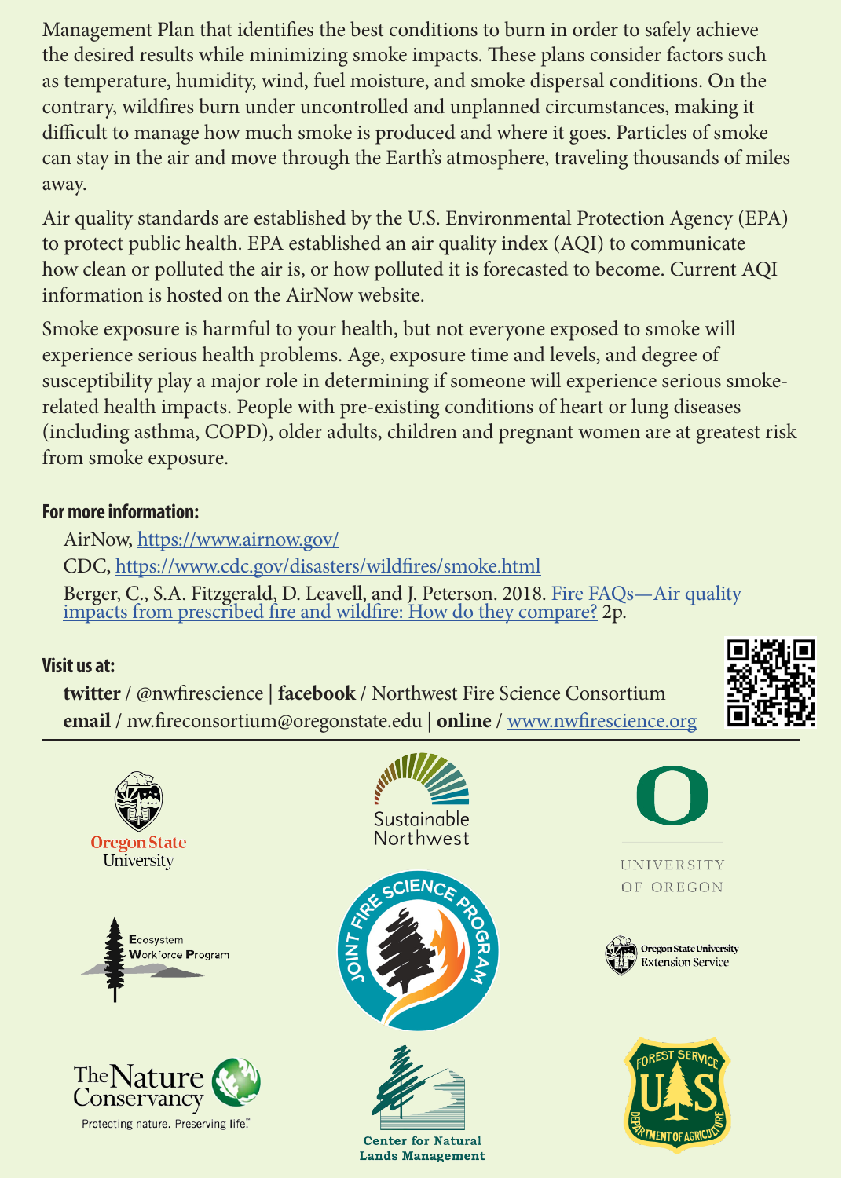Management Plan that identifies the best conditions to burn in order to safely achieve the desired results while minimizing smoke impacts. These plans consider factors such as temperature, humidity, wind, fuel moisture, and smoke dispersal conditions. On the contrary, wildfires burn under uncontrolled and unplanned circumstances, making it difficult to manage how much smoke is produced and where it goes. Particles of smoke can stay in the air and move through the Earth's atmosphere, traveling thousands of miles away.

Air quality standards are established by the U.S. Environmental Protection Agency (EPA) to protect public health. EPA established an air quality index (AQI) to communicate how clean or polluted the air is, or how polluted it is forecasted to become. Current AQI information is hosted on the AirNow website.

Smoke exposure is harmful to your health, but not everyone exposed to smoke will experience serious health problems. Age, exposure time and levels, and degree of susceptibility play a major role in determining if someone will experience serious smoke-related health impacts. People with pre-existing conditions of heart or lung diseases (including asthma, COPD), older adults, children and pregnant women are at greatest risk from smoke exposure.

**For more information:**

AirNow, https://www.airnow.gov/

CDC, https://www.cdc.gov/disasters/wildfires/smoke.html

Berger, C., S.A. Fitzgerald, D. Leavell, and J. Peterson. 2018. Fire FAQs—Air quality impacts from prescribed fire and wildfire: How do they compare? 2p.

**Visit us at:**

**twitter** / @nwfirescience | **facebook** / Northwest Fire Science Consortium
**email** / nw.fireconsortium@oregonstate.edu | **online** / www.nwfirescience.org

Oregon State University

Sustainable Northwest

University of Oregon

Ecosystem Workforce Program

Joint Fire Science Program

Oregon State University Extension Service

The Nature Conservancy — Protecting nature. Preserving life.™

Center for Natural Lands Management

Forest Service — U.S. Department of Agriculture